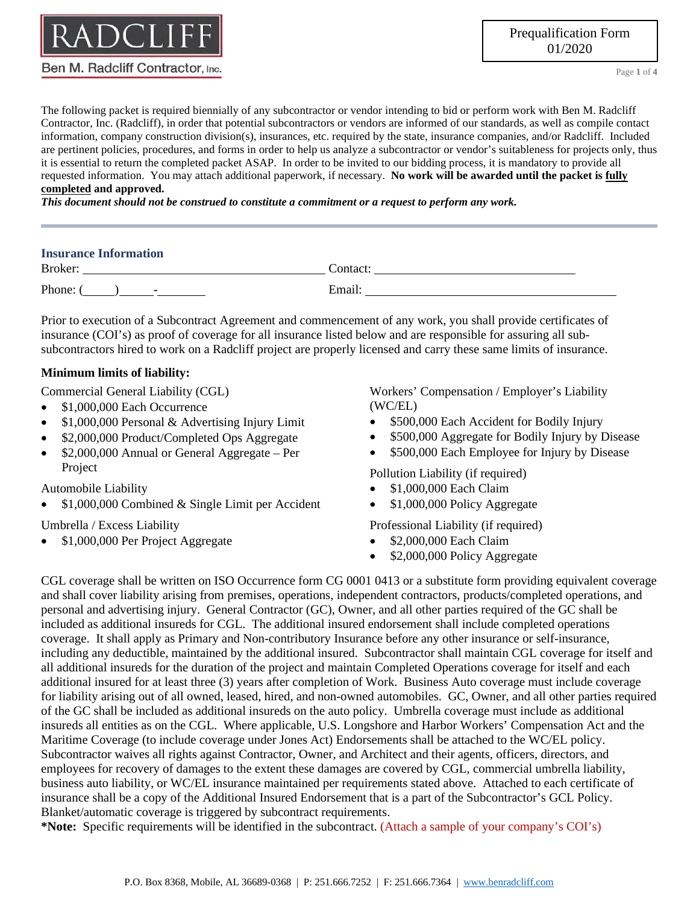RADCLIFF

Ben M. Radcliff Contractor, Inc.

Prequalification Form
01/2020

The following packet is required biennially of any subcontractor or vendor intending to bid or perform work with Ben M. Radcliff Contractor, Inc. (Radcliff), in order that potential subcontractors or vendors are informed of our standards, as well as compile contact information, company construction division(s), insurances, etc. required by the state, insurance companies, and/or Radcliff. Included are pertinent policies, procedures, and forms in order to help us analyze a subcontractor or vendor's suitableness for projects only, thus it is essential to return the completed packet ASAP. In order to be invited to our bidding process, it is mandatory to provide all requested information. You may attach additional paperwork, if necessary. **No work will be awarded until the packet is <u>fully completed</u> and approved.**

***This document should not be construed to constitute a commitment or a request to perform any work.***

---

## Insurance Information

Broker: ______________________________ Contact: ______________________________

Phone: (____)_____-_______ Email: ______________________________

Prior to execution of a Subcontract Agreement and commencement of any work, you shall provide certificates of insurance (COI's) as proof of coverage for all insurance listed below and are responsible for assuring all sub-subcontractors hired to work on a Radcliff project are properly licensed and carry these same limits of insurance.

**Minimum limits of liability:**

Commercial General Liability (CGL)

- $1,000,000 Each Occurrence
- $1,000,000 Personal & Advertising Injury Limit
- $2,000,000 Product/Completed Ops Aggregate
- $2,000,000 Annual or General Aggregate – Per Project

Automobile Liability

- $1,000,000 Combined & Single Limit per Accident

Umbrella / Excess Liability

- $1,000,000 Per Project Aggregate

Workers' Compensation / Employer's Liability (WC/EL)

- $500,000 Each Accident for Bodily Injury
- $500,000 Aggregate for Bodily Injury by Disease
- $500,000 Each Employee for Injury by Disease

Pollution Liability (if required)

- $1,000,000 Each Claim
- $1,000,000 Policy Aggregate

Professional Liability (if required)

- $2,000,000 Each Claim
- $2,000,000 Policy Aggregate

CGL coverage shall be written on ISO Occurrence form CG 0001 0413 or a substitute form providing equivalent coverage and shall cover liability arising from premises, operations, independent contractors, products/completed operations, and personal and advertising injury. General Contractor (GC), Owner, and all other parties required of the GC shall be included as additional insureds for CGL. The additional insured endorsement shall include completed operations coverage. It shall apply as Primary and Non-contributory Insurance before any other insurance or self-insurance, including any deductible, maintained by the additional insured. Subcontractor shall maintain CGL coverage for itself and all additional insureds for the duration of the project and maintain Completed Operations coverage for itself and each additional insured for at least three (3) years after completion of Work. Business Auto coverage must include coverage for liability arising out of all owned, leased, hired, and non-owned automobiles. GC, Owner, and all other parties required of the GC shall be included as additional insureds on the auto policy. Umbrella coverage must include as additional insureds all entities as on the CGL. Where applicable, U.S. Longshore and Harbor Workers' Compensation Act and the Maritime Coverage (to include coverage under Jones Act) Endorsements shall be attached to the WC/EL policy. Subcontractor waives all rights against Contractor, Owner, and Architect and their agents, officers, directors, and employees for recovery of damages to the extent these damages are covered by CGL, commercial umbrella liability, business auto liability, or WC/EL insurance maintained per requirements stated above. Attached to each certificate of insurance shall be a copy of the Additional Insured Endorsement that is a part of the Subcontractor's GCL Policy. Blanket/automatic coverage is triggered by subcontract requirements.

**\*Note:** Specific requirements will be identified in the subcontract. (Attach a sample of your company's COI's)

P.O. Box 8368, Mobile, AL 36689-0368 | P: 251.666.7252 | F: 251.666.7364 | www.benradcliff.com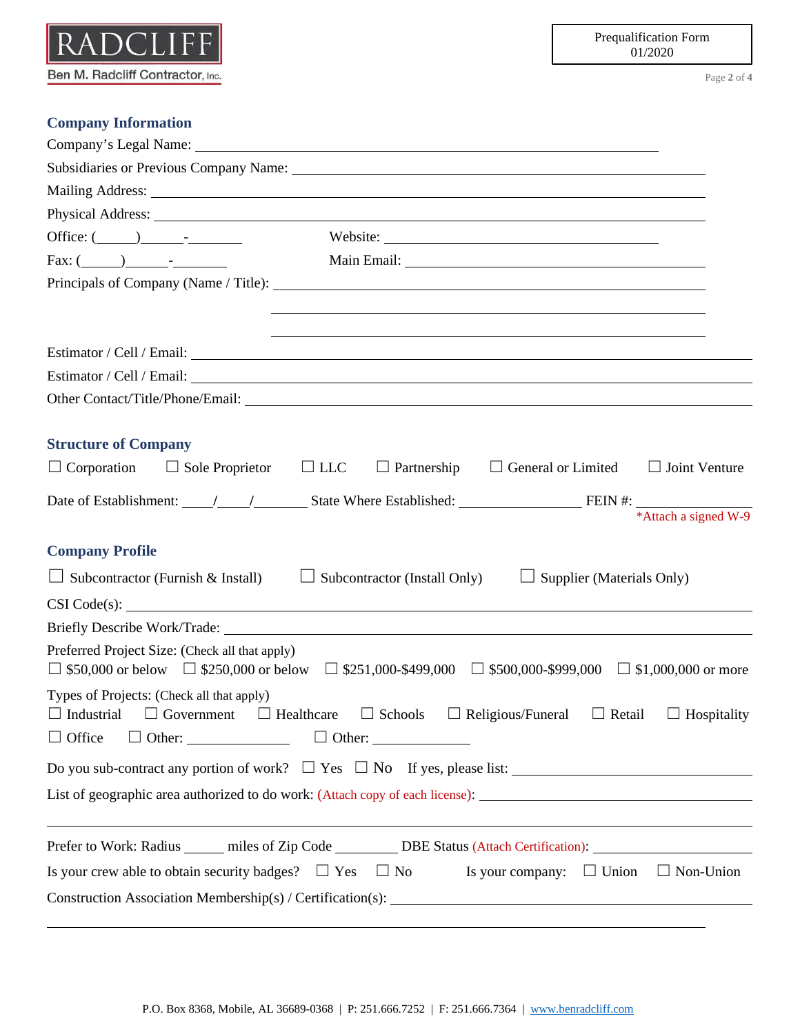## Company Information

Company's Legal Name: ______________________________

Subsidiaries or Previous Company Name: ______________________________

Mailing Address: ______________________________

Physical Address: ______________________________

Office: (_____)_____-_______ Website: ______________________________

Fax: (_____)_____-_______ Main Email: ______________________________

Principals of Company (Name / Title): ______________________________

______________________________

______________________________

Estimator / Cell / Email: ______________________________

Estimator / Cell / Email: ______________________________

Other Contact/Title/Phone/Email: ______________________________

## Structure of Company

☐ Corporation ☐ Sole Proprietor ☐ LLC ☐ Partnership ☐ General or Limited ☐ Joint Venture

Date of Establishment: ____/____/_______ State Where Established: ______________ FEIN #: ______________

*Attach a signed W-9

## Company Profile

☐ Subcontractor (Furnish & Install) ☐ Subcontractor (Install Only) ☐ Supplier (Materials Only)

CSI Code(s): ______________________________

Briefly Describe Work/Trade: ______________________________

Preferred Project Size: (Check all that apply)

☐ $50,000 or below ☐ $250,000 or below ☐ $251,000-$499,000 ☐ $500,000-$999,000 ☐ $1,000,000 or more

Types of Projects: (Check all that apply)

☐ Industrial ☐ Government ☐ Healthcare ☐ Schools ☐ Religious/Funeral ☐ Retail ☐ Hospitality

☐ Office ☐ Other: ______________ ☐ Other: ______________

Do you sub-contract any portion of work? ☐ Yes ☐ No If yes, please list: ______________________________

List of geographic area authorized to do work: (Attach copy of each license): ______________________________

______________________________

Prefer to Work: Radius _____ miles of Zip Code ________ DBE Status (Attach Certification): ______________

Is your crew able to obtain security badges? ☐ Yes ☐ No Is your company: ☐ Union ☐ Non-Union

Construction Association Membership(s) / Certification(s): ______________________________

______________________________

P.O. Box 8368, Mobile, AL 36689-0368 | P: 251.666.7252 | F: 251.666.7364 | www.benradcliff.com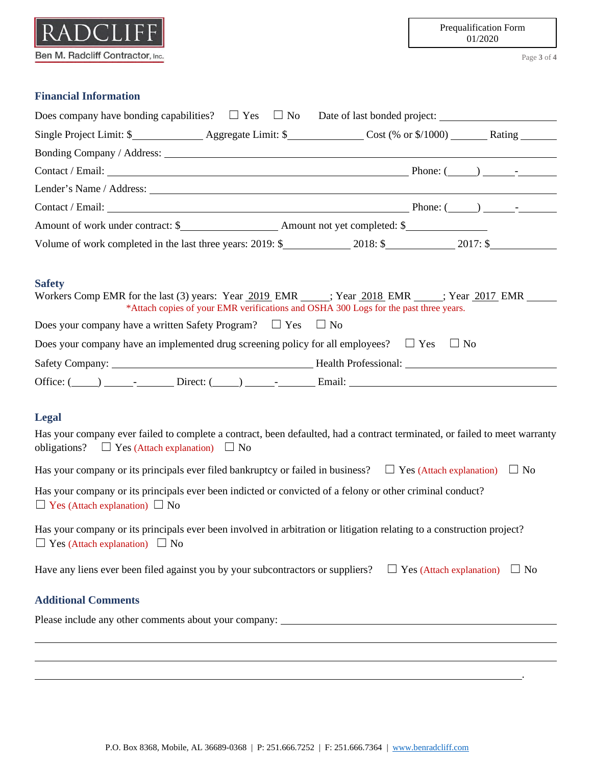## Financial Information

Does company have bonding capabilities? ☐ Yes ☐ No Date of last bonded project: \_\_\_\_\_\_\_\_\_\_\_\_\_\_\_\_\_\_\_\_

Single Project Limit: $\_\_\_\_\_\_\_\_\_\_\_\_\_\_ Aggregate Limit: $\_\_\_\_\_\_\_\_\_\_\_\_\_\_ Cost (% or $/1000) \_\_\_\_\_\_\_ Rating \_\_\_\_\_\_\_

Bonding Company / Address: \_\_\_\_\_\_\_\_\_\_\_\_\_\_\_\_\_\_\_\_\_\_\_\_\_\_\_\_\_\_\_\_\_\_\_\_\_\_\_\_\_\_\_\_\_\_\_\_\_\_\_\_\_\_\_\_\_\_\_\_

Contact / Email: \_\_\_\_\_\_\_\_\_\_\_\_\_\_\_\_\_\_\_\_\_\_\_\_\_\_\_\_\_\_\_\_\_\_\_\_\_\_\_\_\_\_\_\_\_\_\_\_\_\_ Phone: (\_\_\_\_\_) \_\_\_\_\_\_-\_\_\_\_\_\_\_

Lender's Name / Address: \_\_\_\_\_\_\_\_\_\_\_\_\_\_\_\_\_\_\_\_\_\_\_\_\_\_\_\_\_\_\_\_\_\_\_\_\_\_\_\_\_\_\_\_\_\_\_\_\_\_\_\_\_\_\_\_\_\_\_\_\_\_

Contact / Email: \_\_\_\_\_\_\_\_\_\_\_\_\_\_\_\_\_\_\_\_\_\_\_\_\_\_\_\_\_\_\_\_\_\_\_\_\_\_\_\_\_\_\_\_\_\_\_\_\_\_ Phone: (\_\_\_\_\_) \_\_\_\_\_\_-\_\_\_\_\_\_\_

Amount of work under contract: $\_\_\_\_\_\_\_\_\_\_\_\_\_\_\_\_\_\_ Amount not yet completed: $\_\_\_\_\_\_\_\_\_\_\_\_\_\_\_\_

Volume of work completed in the last three years: 2019: $\_\_\_\_\_\_\_\_\_\_\_\_\_ 2018: $\_\_\_\_\_\_\_\_\_\_\_\_\_ 2017: $\_\_\_\_\_\_\_\_\_\_\_\_\_

## Safety

Workers Comp EMR for the last (3) years: Year 2019 EMR \_\_\_\_\_; Year 2018 EMR \_\_\_\_\_; Year 2017 EMR \_\_\_\_\_\_

*Attach copies of your EMR verifications and OSHA 300 Logs for the past three years.

Does your company have a written Safety Program? ☐ Yes ☐ No

Does your company have an implemented drug screening policy for all employees? ☐ Yes ☐ No

Safety Company: \_\_\_\_\_\_\_\_\_\_\_\_\_\_\_\_\_\_\_\_\_\_\_\_\_\_\_\_\_\_\_\_\_\_\_\_\_\_\_\_ Health Professional: \_\_\_\_\_\_\_\_\_\_\_\_\_\_\_\_\_\_\_\_\_\_\_\_\_\_\_\_\_\_

Office: (\_\_\_\_\_) \_\_\_\_\_\_-\_\_\_\_\_\_\_ Direct: (\_\_\_\_\_) \_\_\_\_\_\_-\_\_\_\_\_\_\_ Email: \_\_\_\_\_\_\_\_\_\_\_\_\_\_\_\_\_\_\_\_\_\_\_\_\_\_\_\_\_\_\_\_\_\_\_\_\_\_\_\_

## Legal

Has your company ever failed to complete a contract, been defaulted, had a contract terminated, or failed to meet warranty obligations? ☐ Yes (Attach explanation) ☐ No

Has your company or its principals ever filed bankruptcy or failed in business? ☐ Yes (Attach explanation) ☐ No

Has your company or its principals ever been indicted or convicted of a felony or other criminal conduct?
☐ Yes (Attach explanation) ☐ No

Has your company or its principals ever been involved in arbitration or litigation relating to a construction project?
☐ Yes (Attach explanation) ☐ No

Have any liens ever been filed against you by your subcontractors or suppliers? ☐ Yes (Attach explanation) ☐ No

## Additional Comments

Please include any other comments about your company: \_\_\_\_\_\_\_\_\_\_\_\_\_\_\_\_\_\_\_\_\_\_\_\_\_\_\_\_\_\_\_\_\_\_\_\_\_\_\_\_\_\_\_\_\_\_\_\_\_\_\_\_

\_\_\_\_\_\_\_\_\_\_\_\_\_\_\_\_\_\_\_\_\_\_\_\_\_\_\_\_\_\_\_\_\_\_\_\_\_\_\_\_\_\_\_\_\_\_\_\_\_\_\_\_\_\_\_\_\_\_\_\_\_\_\_\_\_\_\_\_\_\_\_\_\_\_\_\_\_\_\_\_\_\_\_\_\_\_\_\_\_\_\_\_\_\_

\_\_\_\_\_\_\_\_\_\_\_\_\_\_\_\_\_\_\_\_\_\_\_\_\_\_\_\_\_\_\_\_\_\_\_\_\_\_\_\_\_\_\_\_\_\_\_\_\_\_\_\_\_\_\_\_\_\_\_\_\_\_\_\_\_\_\_\_\_\_\_\_\_\_\_\_\_\_\_\_\_\_\_\_\_\_\_\_\_\_\_\_\_\_

\_\_\_\_\_\_\_\_\_\_\_\_\_\_\_\_\_\_\_\_\_\_\_\_\_\_\_\_\_\_\_\_\_\_\_\_\_\_\_\_\_\_\_\_\_\_\_\_\_\_\_\_\_\_\_\_\_\_\_\_\_\_\_\_\_\_\_\_\_\_\_\_\_\_\_\_\_\_\_\_\_\_\_\_\_\_\_\_\_\_.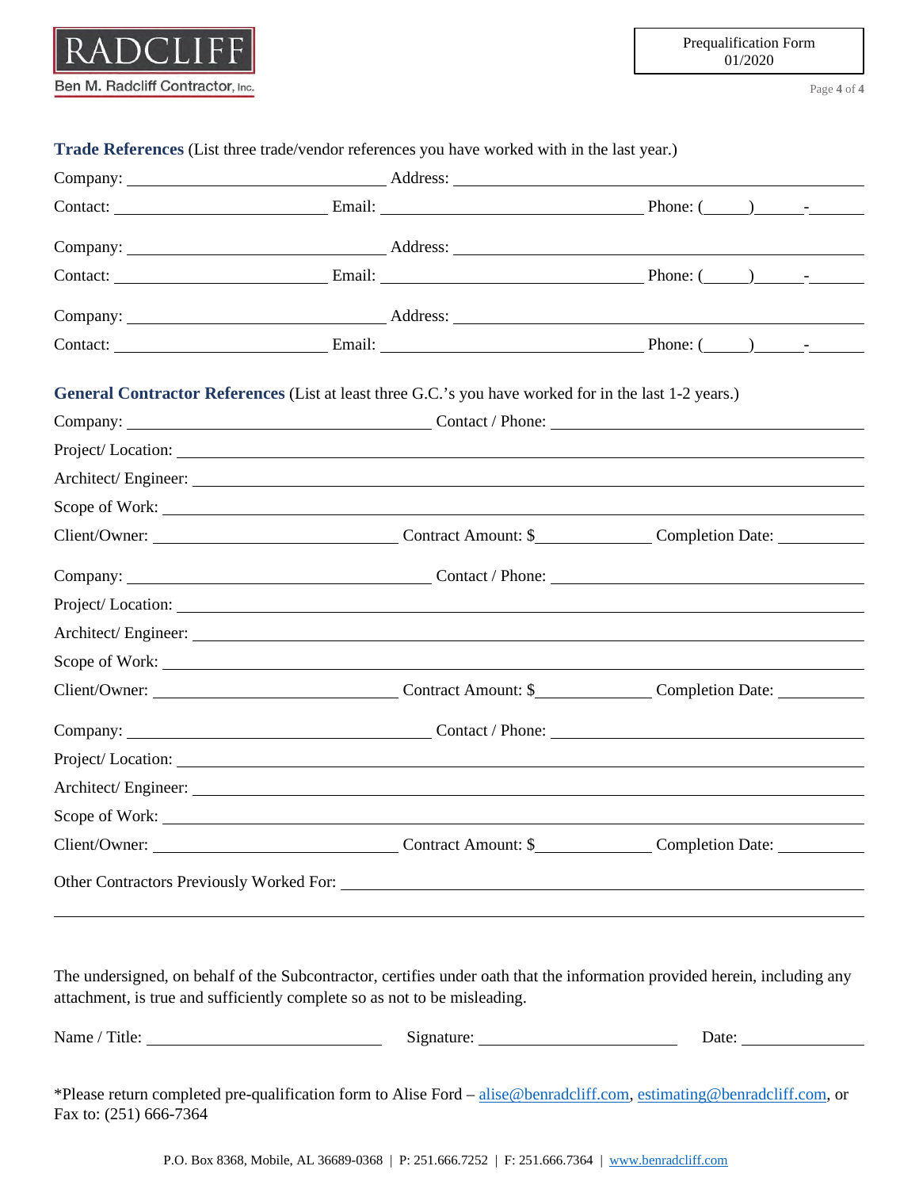**Trade References** (List three trade/vendor references you have worked with in the last year.)

Company: ______________________ Address: ______________________________________

Contact: ____________________ Email: ________________________ Phone: (____)_____-______

Company: ______________________ Address: ______________________________________

Contact: ____________________ Email: ________________________ Phone: (____)_____-______

Company: ______________________ Address: ______________________________________

Contact: ____________________ Email: ________________________ Phone: (____)_____-______

**General Contractor References** (List at least three G.C.'s you have worked for in the last 1-2 years.)

Company: ___________________________ Contact / Phone: ___________________________

Project/ Location: ______________________________________________________________

Architect/ Engineer: ____________________________________________________________

Scope of Work: _________________________________________________________________

Client/Owner: ______________________ Contract Amount: $__________ Completion Date: ________

Company: ___________________________ Contact / Phone: ___________________________

Project/ Location: ______________________________________________________________

Architect/ Engineer: ____________________________________________________________

Scope of Work: _________________________________________________________________

Client/Owner: ______________________ Contract Amount: $__________ Completion Date: ________

Company: ___________________________ Contact / Phone: ___________________________

Project/ Location: ______________________________________________________________

Architect/ Engineer: ____________________________________________________________

Scope of Work: _________________________________________________________________

Client/Owner: ______________________ Contract Amount: $__________ Completion Date: ________

Other Contractors Previously Worked For: ____________________________________________

_______________________________________________________________________________

The undersigned, on behalf of the Subcontractor, certifies under oath that the information provided herein, including any attachment, is true and sufficiently complete so as not to be misleading.

Name / Title: ______________________ Signature: ____________________ Date: ____________

*Please return completed pre-qualification form to Alise Ford – alise@benradcliff.com, estimating@benradcliff.com, or Fax to: (251) 666-7364

P.O. Box 8368, Mobile, AL 36689-0368 | P: 251.666.7252 | F: 251.666.7364 | www.benradcliff.com